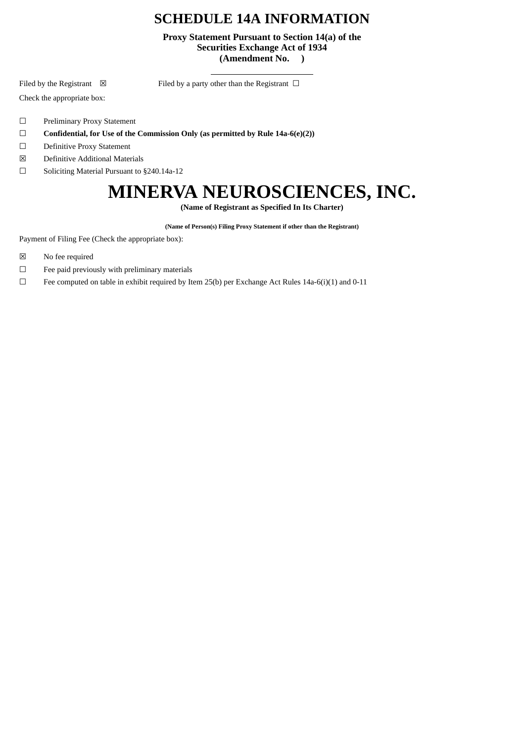# SCHEDULE 14A INFORMATION

**Proxy Statement Pursuant to Section 14(a) of the Securities Exchange Act of 1934**
**(Amendment No.    )**

---

Filed by the Registrant ☒ Filed by a party other than the Registrant ☐

Check the appropriate box:

☐ Preliminary Proxy Statement

☐ **Confidential, for Use of the Commission Only (as permitted by Rule 14a-6(e)(2))**

☐ Definitive Proxy Statement

☒ Definitive Additional Materials

☐ Soliciting Material Pursuant to §240.14a-12

# MINERVA NEUROSCIENCES, INC.

**(Name of Registrant as Specified In Its Charter)**

**(Name of Person(s) Filing Proxy Statement if other than the Registrant)**

Payment of Filing Fee (Check the appropriate box):

☒ No fee required

☐ Fee paid previously with preliminary materials

☐ Fee computed on table in exhibit required by Item 25(b) per Exchange Act Rules 14a-6(i)(1) and 0-11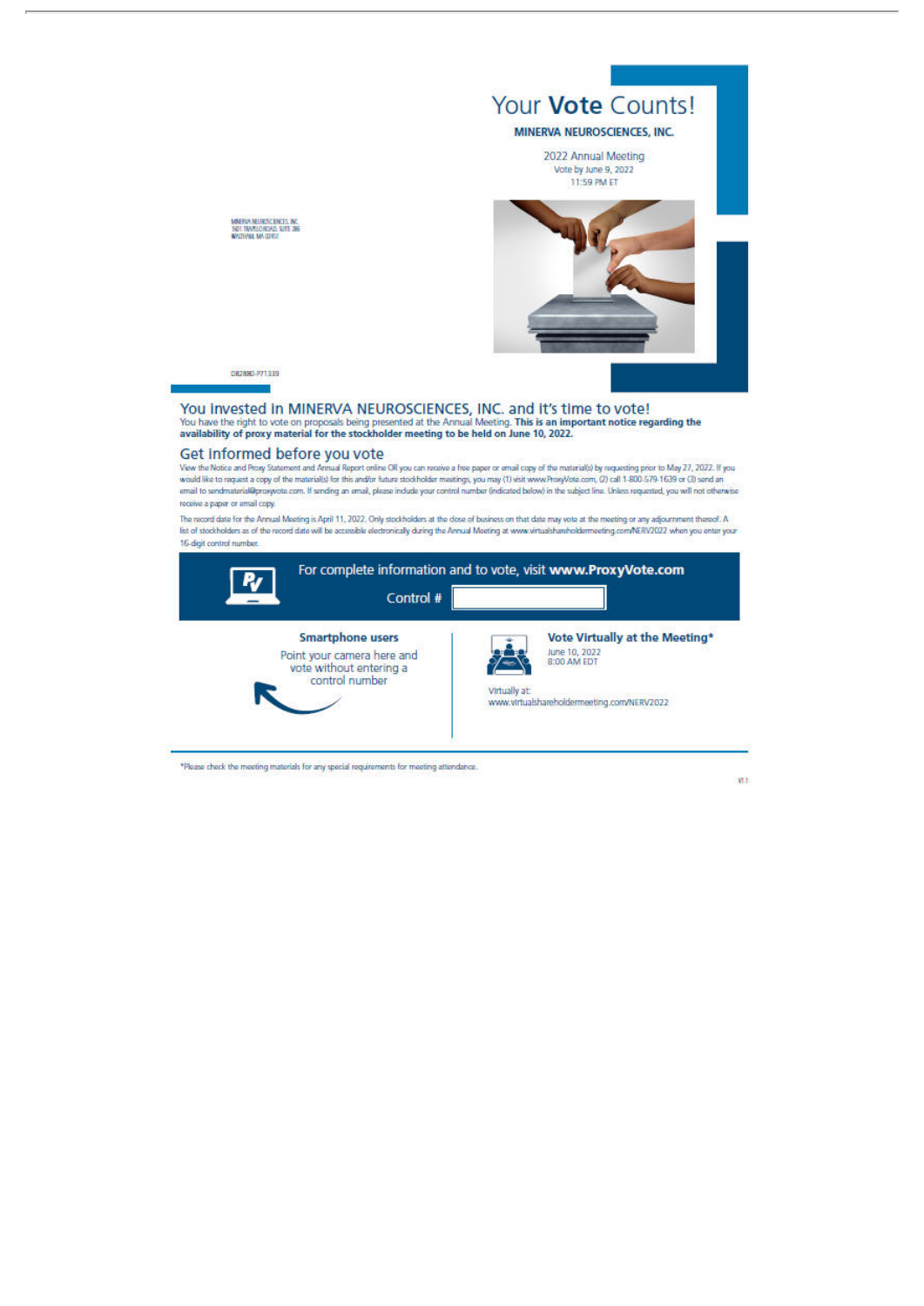# Your **Vote** Counts!

**MINERVA NEUROSCIENCES, INC.**

2022 Annual Meeting
Vote by June 9, 2022
11:59 PM ET

MINERVA NEUROSCIENCES, INC.
1601 TRAPELO ROAD, SUITE 286
WALTHAM, MA 02451

D82880-P71339

## You invested in MINERVA NEUROSCIENCES, INC. and it's time to vote!

You have the right to vote on proposals being presented at the Annual Meeting. **This is an important notice regarding the availability of proxy material for the stockholder meeting to be held on June 10, 2022.**

## Get informed before you vote

View the Notice and Proxy Statement and Annual Report online OR you can receive a free paper or email copy of the material(s) by requesting prior to May 27, 2022. If you would like to request a copy of the material(s) for this and/or future stockholder meetings, you may (1) visit www.ProxyVote.com, (2) call 1-800-579-1639 or (3) send an email to sendmaterial@proxyvote.com. If sending an email, please include your control number (indicated below) in the subject line. Unless requested, you will not otherwise receive a paper or email copy.

The record date for the Annual Meeting is April 11, 2022. Only stockholders at the close of business on that date may vote at the meeting or any adjournment thereof. A list of stockholders as of the record date will be accessible electronically during the Annual Meeting at www.virtualshareholdermeeting.com/NERV2022 when you enter your 16-digit control number.

For complete information and to vote, visit **www.ProxyVote.com**

Control #

**Smartphone users**

Point your camera here and vote without entering a control number

**Vote Virtually at the Meeting***

June 10, 2022
8:00 AM EDT

Virtually at:
www.virtualshareholdermeeting.com/NERV2022

*Please check the meeting materials for any special requirements for meeting attendance.

V1.1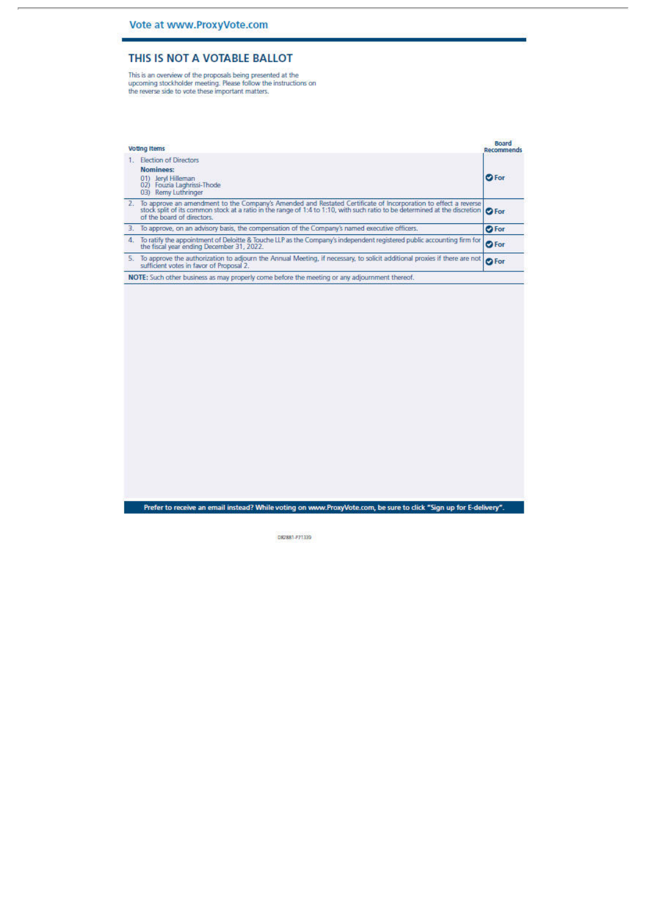## Vote at www.ProxyVote.com

# THIS IS NOT A VOTABLE BALLOT

This is an overview of the proposals being presented at the upcoming stockholder meeting. Please follow the instructions on the reverse side to vote these important matters.

| Voting Items | Board Recommends |
|---|---|
| 1. Election of Directors<br>**Nominees:**<br>01) Jeryl Hilleman<br>02) Fouzia Laghrissi-Thode<br>03) Remy Luthringer | For |
| 2. To approve an amendment to the Company's Amended and Restated Certificate of Incorporation to effect a reverse stock split of its common stock at a ratio in the range of 1:4 to 1:10, with such ratio to be determined at the discretion of the board of directors. | For |
| 3. To approve, on an advisory basis, the compensation of the Company's named executive officers. | For |
| 4. To ratify the appointment of Deloitte & Touche LLP as the Company's independent registered public accounting firm for the fiscal year ending December 31, 2022. | For |
| 5. To approve the authorization to adjourn the Annual Meeting, if necessary, to solicit additional proxies if there are not sufficient votes in favor of Proposal 2. | For |
| **NOTE:** Such other business as may properly come before the meeting or any adjournment thereof. | |

**Prefer to receive an email instead? While voting on www.ProxyVote.com, be sure to click "Sign up for E-delivery".**

D82881-P71339